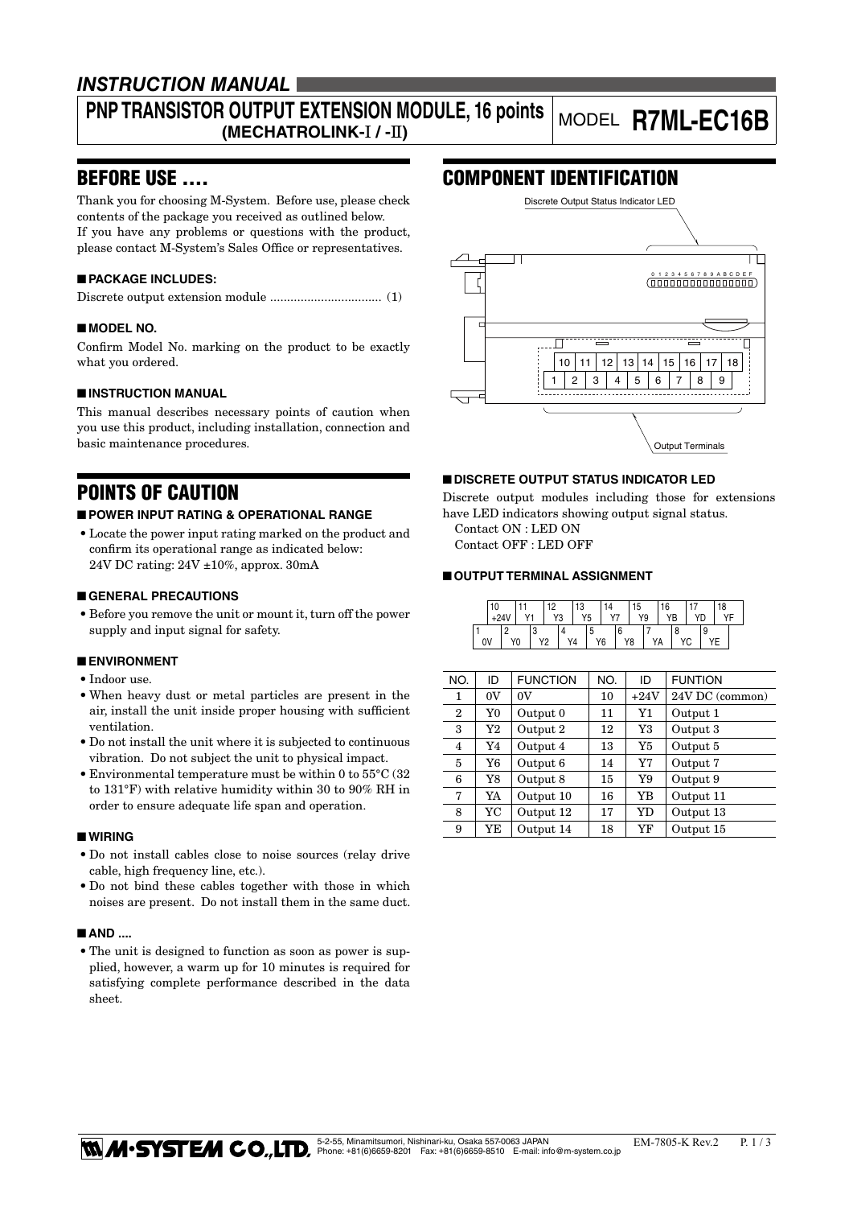## INSTRUCTION MANUAL

# PNP TRANSISTOR OUTPUT EXTENSION MODULE, 16 points (MECHATROLINK-I / -II)

MODEL **R7ML-EC16B**

## BEFORE USE ....

Thank you for choosing M-System. Before use, please check contents of the package you received as outlined below.
If you have any problems or questions with the product, please contact M-System's Sales Office or representatives.

### ■ PACKAGE INCLUDES:

Discrete output extension module ................................ (1)

### ■ MODEL NO.

Confirm Model No. marking on the product to be exactly what you ordered.

### ■ INSTRUCTION MANUAL

This manual describes necessary points of caution when you use this product, including installation, connection and basic maintenance procedures.

## POINTS OF CAUTION

### ■ POWER INPUT RATING & OPERATIONAL RANGE

- Locate the power input rating marked on the product and confirm its operational range as indicated below:
  24V DC rating: 24V ±10%, approx. 30mA

### ■ GENERAL PRECAUTIONS

- Before you remove the unit or mount it, turn off the power supply and input signal for safety.

### ■ ENVIRONMENT

- Indoor use.
- When heavy dust or metal particles are present in the air, install the unit inside proper housing with sufficient ventilation.
- Do not install the unit where it is subjected to continuous vibration. Do not subject the unit to physical impact.
- Environmental temperature must be within 0 to 55°C (32 to 131°F) with relative humidity within 30 to 90% RH in order to ensure adequate life span and operation.

### ■ WIRING

- Do not install cables close to noise sources (relay drive cable, high frequency line, etc.).
- Do not bind these cables together with those in which noises are present. Do not install them in the same duct.

### ■ AND ....

- The unit is designed to function as soon as power is supplied, however, a warm up for 10 minutes is required for satisfying complete performance described in the data sheet.

## COMPONENT IDENTIFICATION

Discrete Output Status Indicator LED

0 1 2 3 4 5 6 7 8 9 A B C D E F

10 11 12 13 14 15 16 17 18
1 2 3 4 5 6 7 8 9

Output Terminals

### ■ DISCRETE OUTPUT STATUS INDICATOR LED

Discrete output modules including those for extensions have LED indicators showing output signal status.
Contact ON : LED ON
Contact OFF : LED OFF

### ■ OUTPUT TERMINAL ASSIGNMENT

10 +24V | 11 Y1 | 12 Y3 | 13 Y5 | 14 Y7 | 15 Y9 | 16 YB | 17 YD | 18 YF
1 0V | 2 Y0 | 3 Y2 | 4 Y4 | 5 Y6 | 6 Y8 | 7 YA | 8 YC | 9 YE

| NO. | ID | FUNCTION | NO. | ID | FUNTION |
|---|---|---|---|---|---|
| 1 | 0V | 0V | 10 | +24V | 24V DC (common) |
| 2 | Y0 | Output 0 | 11 | Y1 | Output 1 |
| 3 | Y2 | Output 2 | 12 | Y3 | Output 3 |
| 4 | Y4 | Output 4 | 13 | Y5 | Output 5 |
| 5 | Y6 | Output 6 | 14 | Y7 | Output 7 |
| 6 | Y8 | Output 8 | 15 | Y9 | Output 9 |
| 7 | YA | Output 10 | 16 | YB | Output 11 |
| 8 | YC | Output 12 | 17 | YD | Output 13 |
| 9 | YE | Output 14 | 18 | YF | Output 15 |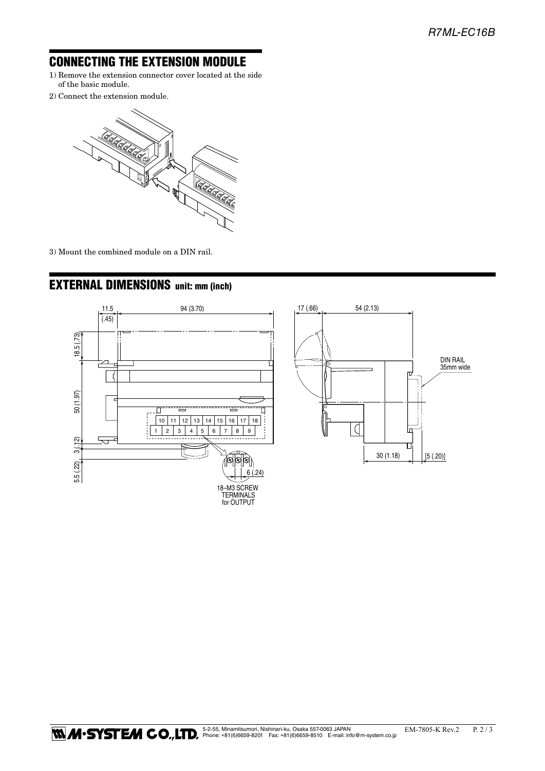## CONNECTING THE EXTENSION MODULE

1) Remove the extension connector cover located at the side of the basic module.
2) Connect the extension module.
3) Mount the combined module on a DIN rail.

## EXTERNAL DIMENSIONS unit: mm (inch)

11.5 (.45)
94 (3.70)
18.5 (.73)
50 (1.97)
3 (.12)
5.5 (.22)
6 (.24)
18–M3 SCREW TERMINALS for OUTPUT

17 (.66)
54 (2.13)
DIN RAIL 35mm wide
30 (1.18)
[5 (.20)]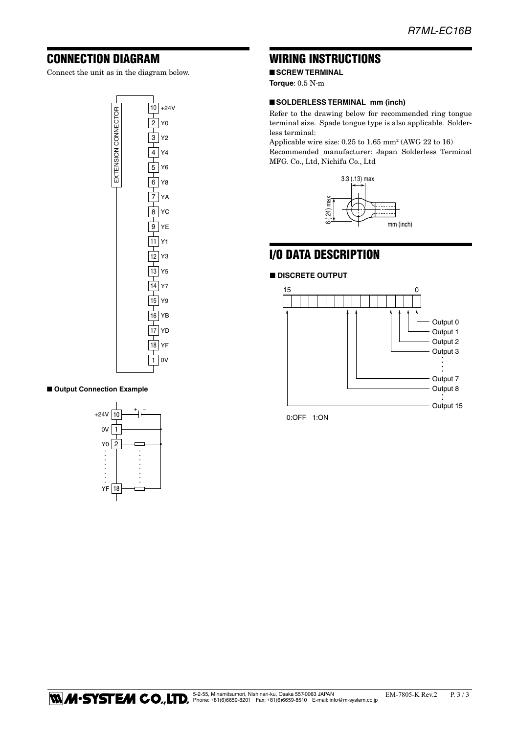## CONNECTION DIAGRAM

Connect the unit as in the diagram below.

EXTENSION CONNECTOR

10 +24V
2 Y0
3 Y2
4 Y4
5 Y6
6 Y8
7 YA
8 YC
9 YE
11 Y1
12 Y3
13 Y5
14 Y7
15 Y9
16 YB
17 YD
18 YF
1 0V

### ■ Output Connection Example

+24V 10
0V 1
Y0 2
YF 18

+ –

## WIRING INSTRUCTIONS

### ■ SCREW TERMINAL

**Torque**: 0.5 N·m

### ■ SOLDERLESS TERMINAL mm (inch)

Refer to the drawing below for recommended ring tongue terminal size. Spade tongue type is also applicable. Solderless terminal:

Applicable wire size: 0.25 to 1.65 mm² (AWG 22 to 16)

Recommended manufacturer: Japan Solderless Terminal MFG. Co., Ltd, Nichifu Co., Ltd

3.3 (.13) max
6 (.24) max
mm (inch)

## I/O DATA DESCRIPTION

### ■ DISCRETE OUTPUT

15
0

Output 0
Output 1
Output 2
Output 3
Output 7
Output 8
Output 15

0:OFF 1:ON